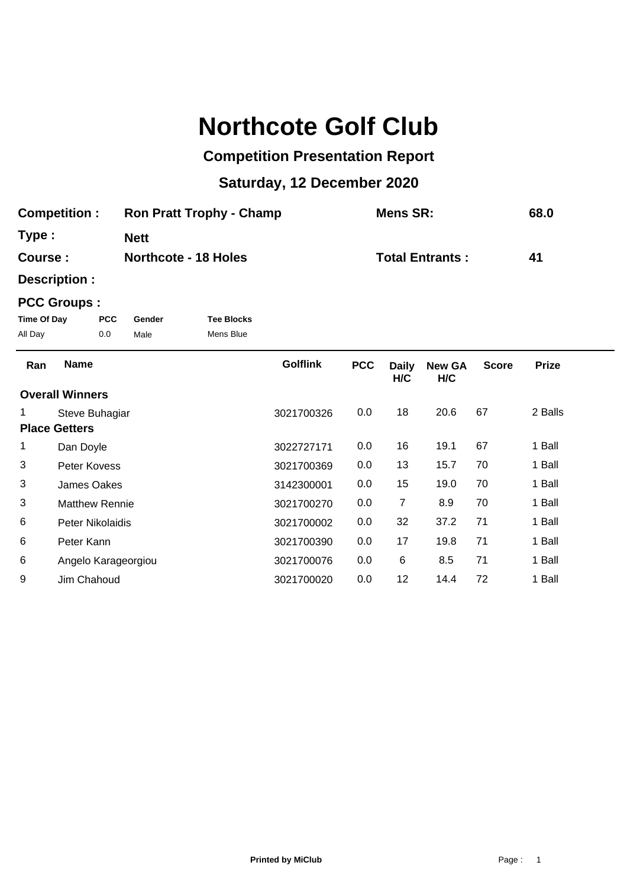# Northcote Golf Club

## Competition Presentation Report

### Saturday, 12 December 2020

| | | | |
|---|---|---|---|
| **Competition :** | **Ron Pratt Trophy - Champ** | **Mens SR:** | **68.0** |
| **Type :** | **Nett** | | |
| **Course :** | **Northcote - 18 Holes** | **Total Entrants :** | **41** |
| **Description :** | | | |

**PCC Groups :**

| Time Of Day | PCC | Gender | Tee Blocks |
|---|---|---|---|
| All Day | 0.0 | Male | Mens Blue |

| Ran | Name | Golflink | PCC | Daily H/C | New GA H/C | Score | Prize |
|---|---|---|---|---|---|---|---|
| **Overall Winners** | | | | | | | |
| 1 | Steve Buhagiar | 3021700326 | 0.0 | 18 | 20.6 | 67 | 2 Balls |
| **Place Getters** | | | | | | | |
| 1 | Dan Doyle | 3022727171 | 0.0 | 16 | 19.1 | 67 | 1 Ball |
| 3 | Peter Kovess | 3021700369 | 0.0 | 13 | 15.7 | 70 | 1 Ball |
| 3 | James Oakes | 3142300001 | 0.0 | 15 | 19.0 | 70 | 1 Ball |
| 3 | Matthew Rennie | 3021700270 | 0.0 | 7 | 8.9 | 70 | 1 Ball |
| 6 | Peter Nikolaidis | 3021700002 | 0.0 | 32 | 37.2 | 71 | 1 Ball |
| 6 | Peter Kann | 3021700390 | 0.0 | 17 | 19.8 | 71 | 1 Ball |
| 6 | Angelo Karageorgiou | 3021700076 | 0.0 | 6 | 8.5 | 71 | 1 Ball |
| 9 | Jim Chahoud | 3021700020 | 0.0 | 12 | 14.4 | 72 | 1 Ball |

**Printed by MiClub**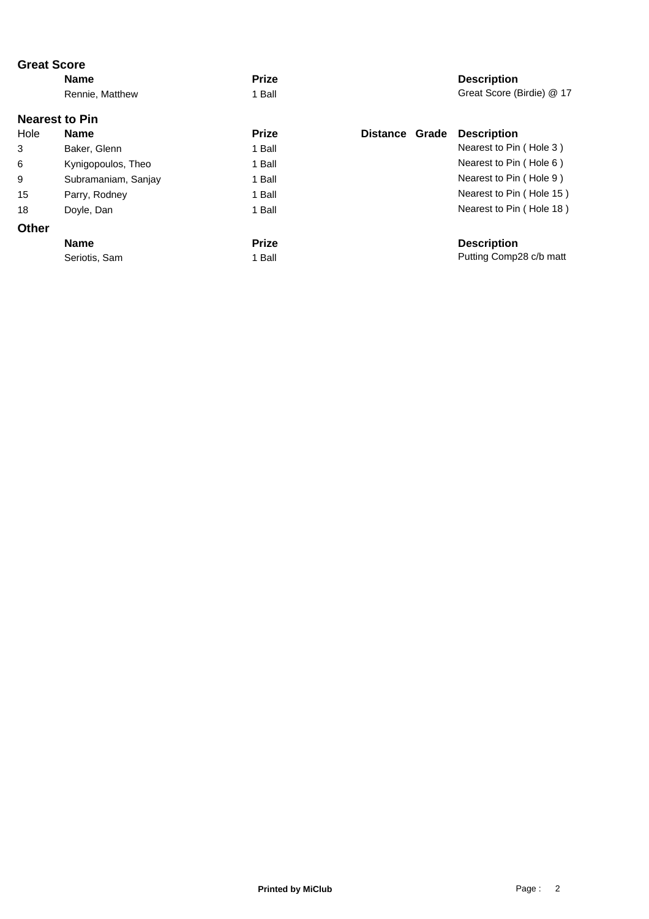## Great Score

| Name | Prize | Description |
| --- | --- | --- |
| Rennie, Matthew | 1 Ball | Great Score (Birdie) @ 17 |

## Nearest to Pin

| Hole | Name | Prize | Distance | Grade | Description |
| --- | --- | --- | --- | --- | --- |
| 3 | Baker, Glenn | 1 Ball | | | Nearest to Pin ( Hole 3 ) |
| 6 | Kynigopoulos, Theo | 1 Ball | | | Nearest to Pin ( Hole 6 ) |
| 9 | Subramaniam, Sanjay | 1 Ball | | | Nearest to Pin ( Hole 9 ) |
| 15 | Parry, Rodney | 1 Ball | | | Nearest to Pin ( Hole 15 ) |
| 18 | Doyle, Dan | 1 Ball | | | Nearest to Pin ( Hole 18 ) |

## Other

| Name | Prize | Description |
| --- | --- | --- |
| Seriotis, Sam | 1 Ball | Putting Comp28 c/b matt |

**Printed by MiClub**